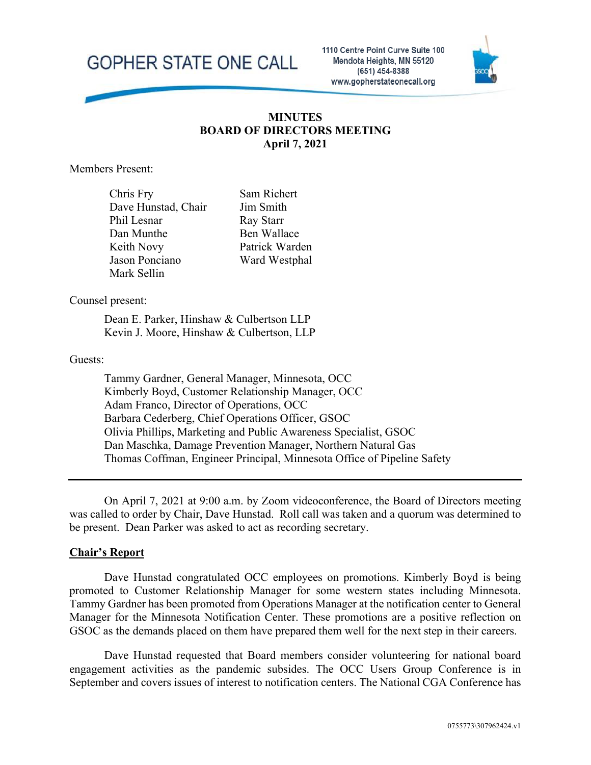GOPHER STATE ONE CALL

1110 Centre Point Curve Suite 100
Mendota Heights, MN 55120
(651) 454-8388
www.gopherstateonecall.org

# MINUTES
# BOARD OF DIRECTORS MEETING
# April 7, 2021

Members Present:

| | |
|---|---|
| Chris Fry | Sam Richert |
| Dave Hunstad, Chair | Jim Smith |
| Phil Lesnar | Ray Starr |
| Dan Munthe | Ben Wallace |
| Keith Novy | Patrick Warden |
| Jason Ponciano | Ward Westphal |
| Mark Sellin | |

Counsel present:

Dean E. Parker, Hinshaw & Culbertson LLP
Kevin J. Moore, Hinshaw & Culbertson, LLP

Guests:

Tammy Gardner, General Manager, Minnesota, OCC
Kimberly Boyd, Customer Relationship Manager, OCC
Adam Franco, Director of Operations, OCC
Barbara Cederberg, Chief Operations Officer, GSOC
Olivia Phillips, Marketing and Public Awareness Specialist, GSOC
Dan Maschka, Damage Prevention Manager, Northern Natural Gas
Thomas Coffman, Engineer Principal, Minnesota Office of Pipeline Safety

---

On April 7, 2021 at 9:00 a.m. by Zoom videoconference, the Board of Directors meeting was called to order by Chair, Dave Hunstad. Roll call was taken and a quorum was determined to be present. Dean Parker was asked to act as recording secretary.

## Chair's Report

Dave Hunstad congratulated OCC employees on promotions. Kimberly Boyd is being promoted to Customer Relationship Manager for some western states including Minnesota. Tammy Gardner has been promoted from Operations Manager at the notification center to General Manager for the Minnesota Notification Center. These promotions are a positive reflection on GSOC as the demands placed on them have prepared them well for the next step in their careers.

Dave Hunstad requested that Board members consider volunteering for national board engagement activities as the pandemic subsides. The OCC Users Group Conference is in September and covers issues of interest to notification centers. The National CGA Conference has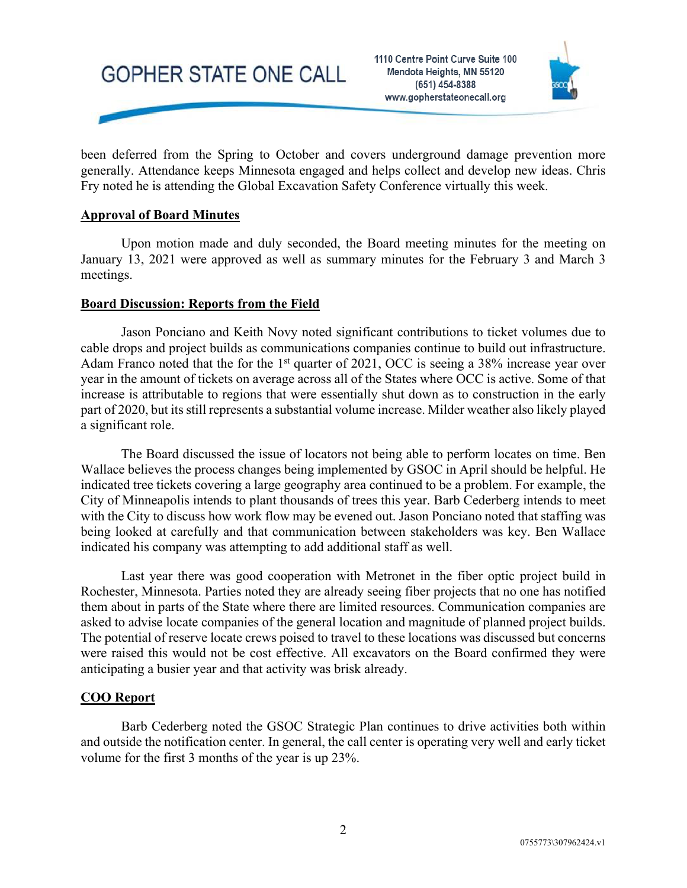been deferred from the Spring to October and covers underground damage prevention more generally. Attendance keeps Minnesota engaged and helps collect and develop new ideas. Chris Fry noted he is attending the Global Excavation Safety Conference virtually this week.

**Approval of Board Minutes**

Upon motion made and duly seconded, the Board meeting minutes for the meeting on January 13, 2021 were approved as well as summary minutes for the February 3 and March 3 meetings.

**Board Discussion: Reports from the Field**

Jason Ponciano and Keith Novy noted significant contributions to ticket volumes due to cable drops and project builds as communications companies continue to build out infrastructure. Adam Franco noted that the for the 1st quarter of 2021, OCC is seeing a 38% increase year over year in the amount of tickets on average across all of the States where OCC is active. Some of that increase is attributable to regions that were essentially shut down as to construction in the early part of 2020, but its still represents a substantial volume increase. Milder weather also likely played a significant role.

The Board discussed the issue of locators not being able to perform locates on time. Ben Wallace believes the process changes being implemented by GSOC in April should be helpful. He indicated tree tickets covering a large geography area continued to be a problem. For example, the City of Minneapolis intends to plant thousands of trees this year. Barb Cederberg intends to meet with the City to discuss how work flow may be evened out. Jason Ponciano noted that staffing was being looked at carefully and that communication between stakeholders was key. Ben Wallace indicated his company was attempting to add additional staff as well.

Last year there was good cooperation with Metronet in the fiber optic project build in Rochester, Minnesota. Parties noted they are already seeing fiber projects that no one has notified them about in parts of the State where there are limited resources. Communication companies are asked to advise locate companies of the general location and magnitude of planned project builds. The potential of reserve locate crews poised to travel to these locations was discussed but concerns were raised this would not be cost effective. All excavators on the Board confirmed they were anticipating a busier year and that activity was brisk already.

**COO Report**

Barb Cederberg noted the GSOC Strategic Plan continues to drive activities both within and outside the notification center. In general, the call center is operating very well and early ticket volume for the first 3 months of the year is up 23%.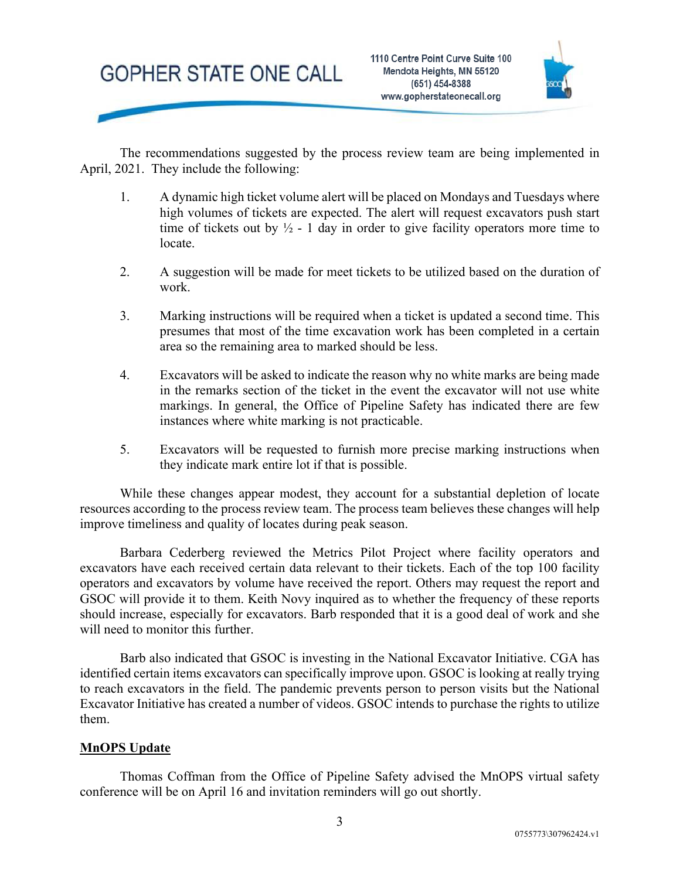The recommendations suggested by the process review team are being implemented in April, 2021. They include the following:

1. A dynamic high ticket volume alert will be placed on Mondays and Tuesdays where high volumes of tickets are expected. The alert will request excavators push start time of tickets out by ½ - 1 day in order to give facility operators more time to locate.

2. A suggestion will be made for meet tickets to be utilized based on the duration of work.

3. Marking instructions will be required when a ticket is updated a second time. This presumes that most of the time excavation work has been completed in a certain area so the remaining area to marked should be less.

4. Excavators will be asked to indicate the reason why no white marks are being made in the remarks section of the ticket in the event the excavator will not use white markings. In general, the Office of Pipeline Safety has indicated there are few instances where white marking is not practicable.

5. Excavators will be requested to furnish more precise marking instructions when they indicate mark entire lot if that is possible.

While these changes appear modest, they account for a substantial depletion of locate resources according to the process review team. The process team believes these changes will help improve timeliness and quality of locates during peak season.

Barbara Cederberg reviewed the Metrics Pilot Project where facility operators and excavators have each received certain data relevant to their tickets. Each of the top 100 facility operators and excavators by volume have received the report. Others may request the report and GSOC will provide it to them. Keith Novy inquired as to whether the frequency of these reports should increase, especially for excavators. Barb responded that it is a good deal of work and she will need to monitor this further.

Barb also indicated that GSOC is investing in the National Excavator Initiative. CGA has identified certain items excavators can specifically improve upon. GSOC is looking at really trying to reach excavators in the field. The pandemic prevents person to person visits but the National Excavator Initiative has created a number of videos. GSOC intends to purchase the rights to utilize them.

## MnOPS Update

Thomas Coffman from the Office of Pipeline Safety advised the MnOPS virtual safety conference will be on April 16 and invitation reminders will go out shortly.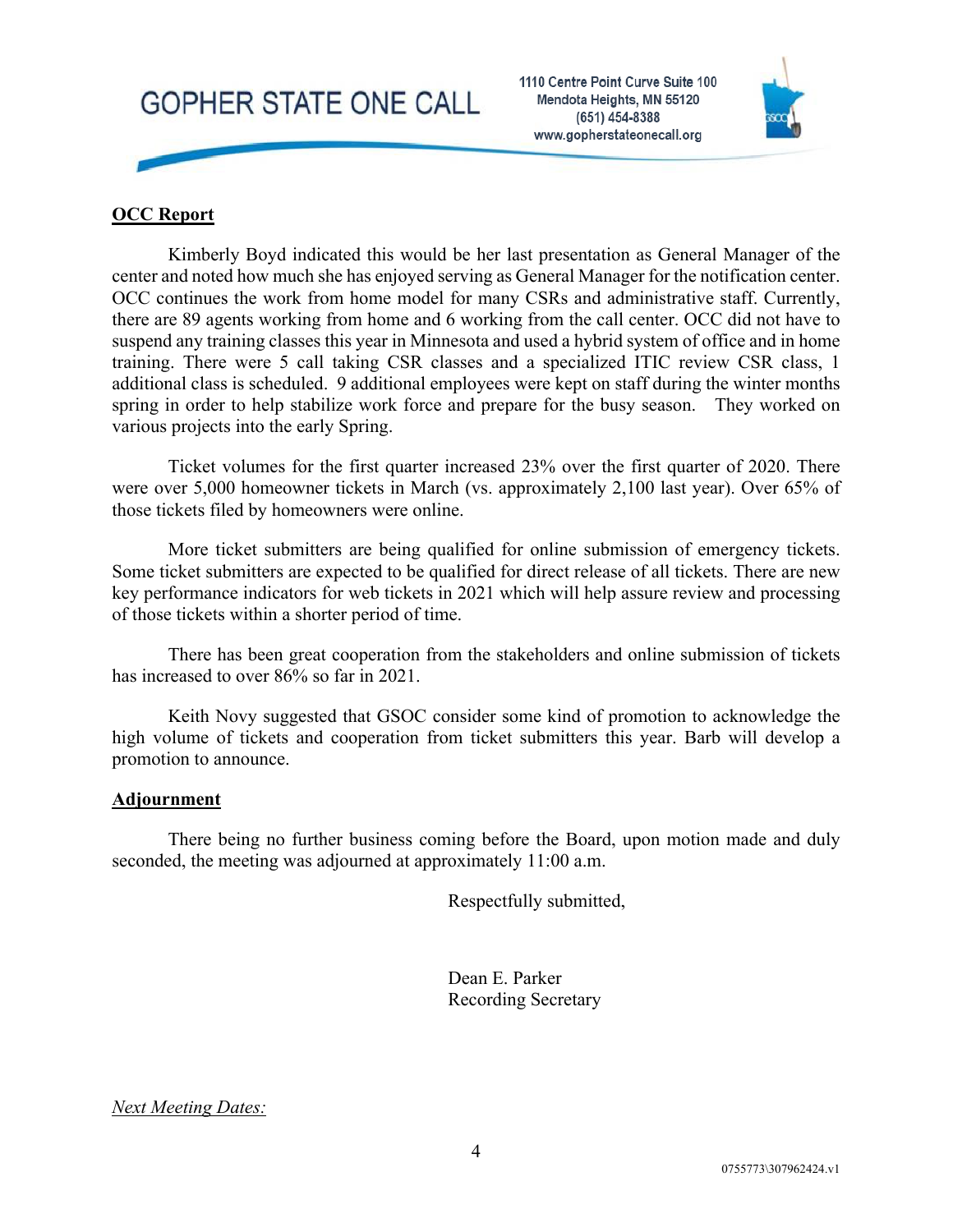**OCC Report**

Kimberly Boyd indicated this would be her last presentation as General Manager of the center and noted how much she has enjoyed serving as General Manager for the notification center. OCC continues the work from home model for many CSRs and administrative staff. Currently, there are 89 agents working from home and 6 working from the call center. OCC did not have to suspend any training classes this year in Minnesota and used a hybrid system of office and in home training. There were 5 call taking CSR classes and a specialized ITIC review CSR class, 1 additional class is scheduled. 9 additional employees were kept on staff during the winter months spring in order to help stabilize work force and prepare for the busy season. They worked on various projects into the early Spring.

Ticket volumes for the first quarter increased 23% over the first quarter of 2020. There were over 5,000 homeowner tickets in March (vs. approximately 2,100 last year). Over 65% of those tickets filed by homeowners were online.

More ticket submitters are being qualified for online submission of emergency tickets. Some ticket submitters are expected to be qualified for direct release of all tickets. There are new key performance indicators for web tickets in 2021 which will help assure review and processing of those tickets within a shorter period of time.

There has been great cooperation from the stakeholders and online submission of tickets has increased to over 86% so far in 2021.

Keith Novy suggested that GSOC consider some kind of promotion to acknowledge the high volume of tickets and cooperation from ticket submitters this year. Barb will develop a promotion to announce.

**Adjournment**

There being no further business coming before the Board, upon motion made and duly seconded, the meeting was adjourned at approximately 11:00 a.m.

Respectfully submitted,

Dean E. Parker
Recording Secretary

*Next Meeting Dates:*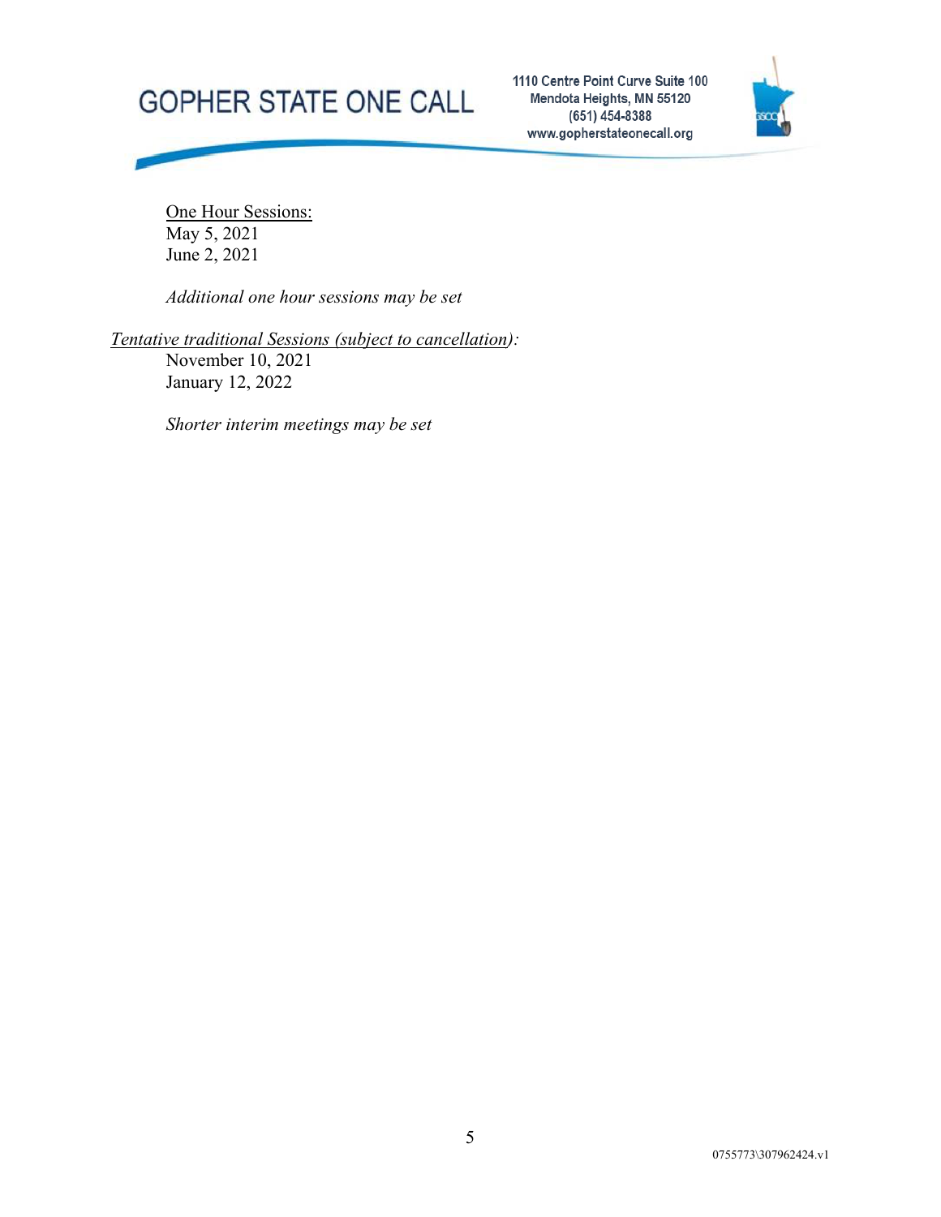One Hour Sessions:
May 5, 2021
June 2, 2021

*Additional one hour sessions may be set*

*Tentative traditional Sessions (subject to cancellation):*
November 10, 2021
January 12, 2022

*Shorter interim meetings may be set*